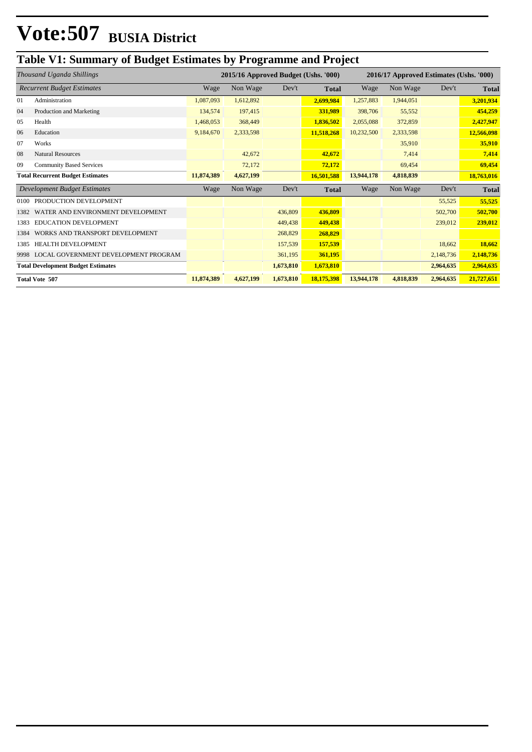# Vote:507 BUSIA District

## Table V1: Summary of Budget Estimates by Programme and Project

| *Thousand Uganda Shillings* | | 2015/16 Approved Budget (Ushs. '000) | | | | 2016/17 Approved Estimates (Ushs. '000) | | | |
|---|---|---|---|---|---|---|---|---|---|
| *Recurrent Budget Estimates* | | Wage | Non Wage | Dev't | **Total** | Wage | Non Wage | Dev't | **Total** |
| 01 | Administration | 1,087,093 | 1,612,892 | | **2,699,984** | 1,257,883 | 1,944,051 | | **3,201,934** |
| 04 | Production and Marketing | 134,574 | 197,415 | | **331,989** | 398,706 | 55,552 | | **454,259** |
| 05 | Health | 1,468,053 | 368,449 | | **1,836,502** | 2,055,088 | 372,859 | | **2,427,947** |
| 06 | Education | 9,184,670 | 2,333,598 | | **11,518,268** | 10,232,500 | 2,333,598 | | **12,566,098** |
| 07 | Works | | | | | | 35,910 | | **35,910** |
| 08 | Natural Resources | | 42,672 | | **42,672** | | 7,414 | | **7,414** |
| 09 | Community Based Services | | 72,172 | | **72,172** | | 69,454 | | **69,454** |
| **Total Recurrent Budget Estimates** | | **11,874,389** | **4,627,199** | | **16,501,588** | **13,944,178** | **4,818,839** | | **18,763,016** |
| *Development Budget Estimates* | | Wage | Non Wage | Dev't | **Total** | Wage | Non Wage | Dev't | **Total** |
| 0100 | PRODUCTION DEVELOPMENT | | | | | | | 55,525 | **55,525** |
| 1382 | WATER AND ENVIRONMENT DEVELOPMENT | | | 436,809 | **436,809** | | | 502,700 | **502,700** |
| 1383 | EDUCATION DEVELOPMENT | | | 449,438 | **449,438** | | | 239,012 | **239,012** |
| 1384 | WORKS AND TRANSPORT DEVELOPMENT | | | 268,829 | **268,829** | | | | |
| 1385 | HEALTH DEVELOPMENT | | | 157,539 | **157,539** | | | 18,662 | **18,662** |
| 9998 | LOCAL GOVERNMENT DEVELOPMENT PROGRAM | | | 361,195 | **361,195** | | | 2,148,736 | **2,148,736** |
| **Total Development Budget Estimates** | | | | **1,673,810** | **1,673,810** | | | **2,964,635** | **2,964,635** |
| **Total Vote 507** | | **11,874,389** | **4,627,199** | **1,673,810** | **18,175,398** | **13,944,178** | **4,818,839** | **2,964,635** | **21,727,651** |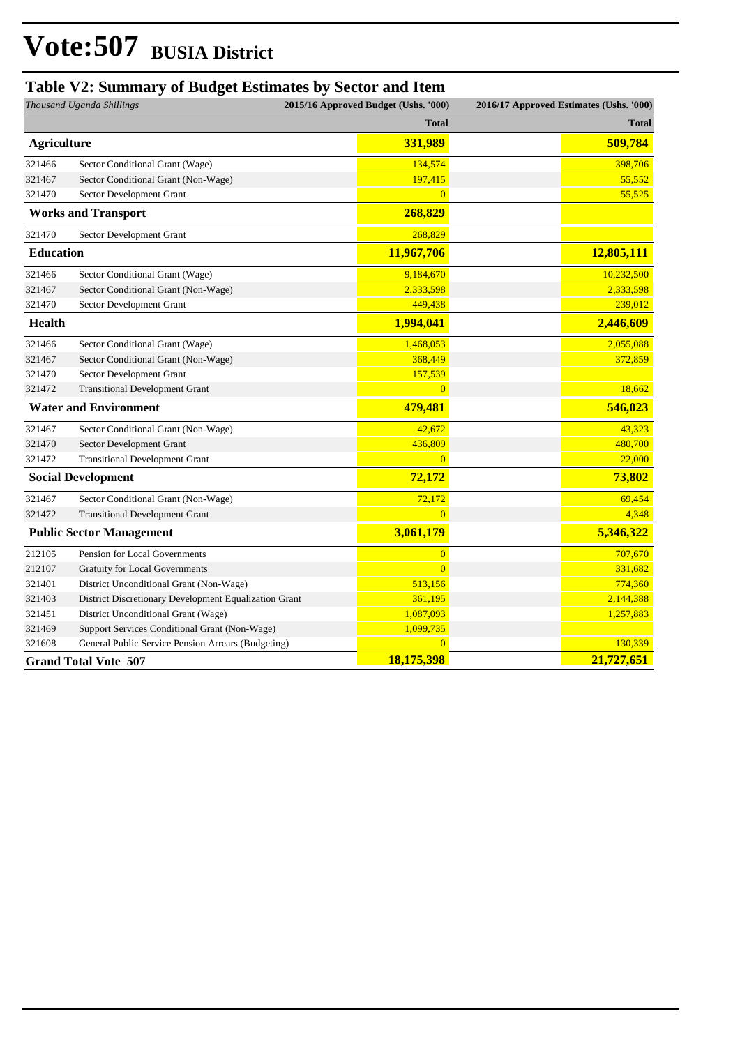# Vote:507 BUSIA District

## Table V2: Summary of Budget Estimates by Sector and Item

| *Thousand Uganda Shillings* | | 2015/16 Approved Budget (Ushs. '000) | 2016/17 Approved Estimates (Ushs. '000) |
|---|---|---|---|
| | | **Total** | **Total** |
| **Agriculture** | | **331,989** | **509,784** |
| 321466 | Sector Conditional Grant (Wage) | 134,574 | 398,706 |
| 321467 | Sector Conditional Grant (Non-Wage) | 197,415 | 55,552 |
| 321470 | Sector Development Grant | 0 | 55,525 |
| **Works and Transport** | | **268,829** | |
| 321470 | Sector Development Grant | 268,829 | |
| **Education** | | **11,967,706** | **12,805,111** |
| 321466 | Sector Conditional Grant (Wage) | 9,184,670 | 10,232,500 |
| 321467 | Sector Conditional Grant (Non-Wage) | 2,333,598 | 2,333,598 |
| 321470 | Sector Development Grant | 449,438 | 239,012 |
| **Health** | | **1,994,041** | **2,446,609** |
| 321466 | Sector Conditional Grant (Wage) | 1,468,053 | 2,055,088 |
| 321467 | Sector Conditional Grant (Non-Wage) | 368,449 | 372,859 |
| 321470 | Sector Development Grant | 157,539 | |
| 321472 | Transitional Development Grant | 0 | 18,662 |
| **Water and Environment** | | **479,481** | **546,023** |
| 321467 | Sector Conditional Grant (Non-Wage) | 42,672 | 43,323 |
| 321470 | Sector Development Grant | 436,809 | 480,700 |
| 321472 | Transitional Development Grant | 0 | 22,000 |
| **Social Development** | | **72,172** | **73,802** |
| 321467 | Sector Conditional Grant (Non-Wage) | 72,172 | 69,454 |
| 321472 | Transitional Development Grant | 0 | 4,348 |
| **Public Sector Management** | | **3,061,179** | **5,346,322** |
| 212105 | Pension for Local Governments | 0 | 707,670 |
| 212107 | Gratuity for Local Governments | 0 | 331,682 |
| 321401 | District Unconditional Grant (Non-Wage) | 513,156 | 774,360 |
| 321403 | District Discretionary Development Equalization Grant | 361,195 | 2,144,388 |
| 321451 | District Unconditional Grant (Wage) | 1,087,093 | 1,257,883 |
| 321469 | Support Services Conditional Grant (Non-Wage) | 1,099,735 | |
| 321608 | General Public Service Pension Arrears (Budgeting) | 0 | 130,339 |
| **Grand Total Vote 507** | | **18,175,398** | **21,727,651** |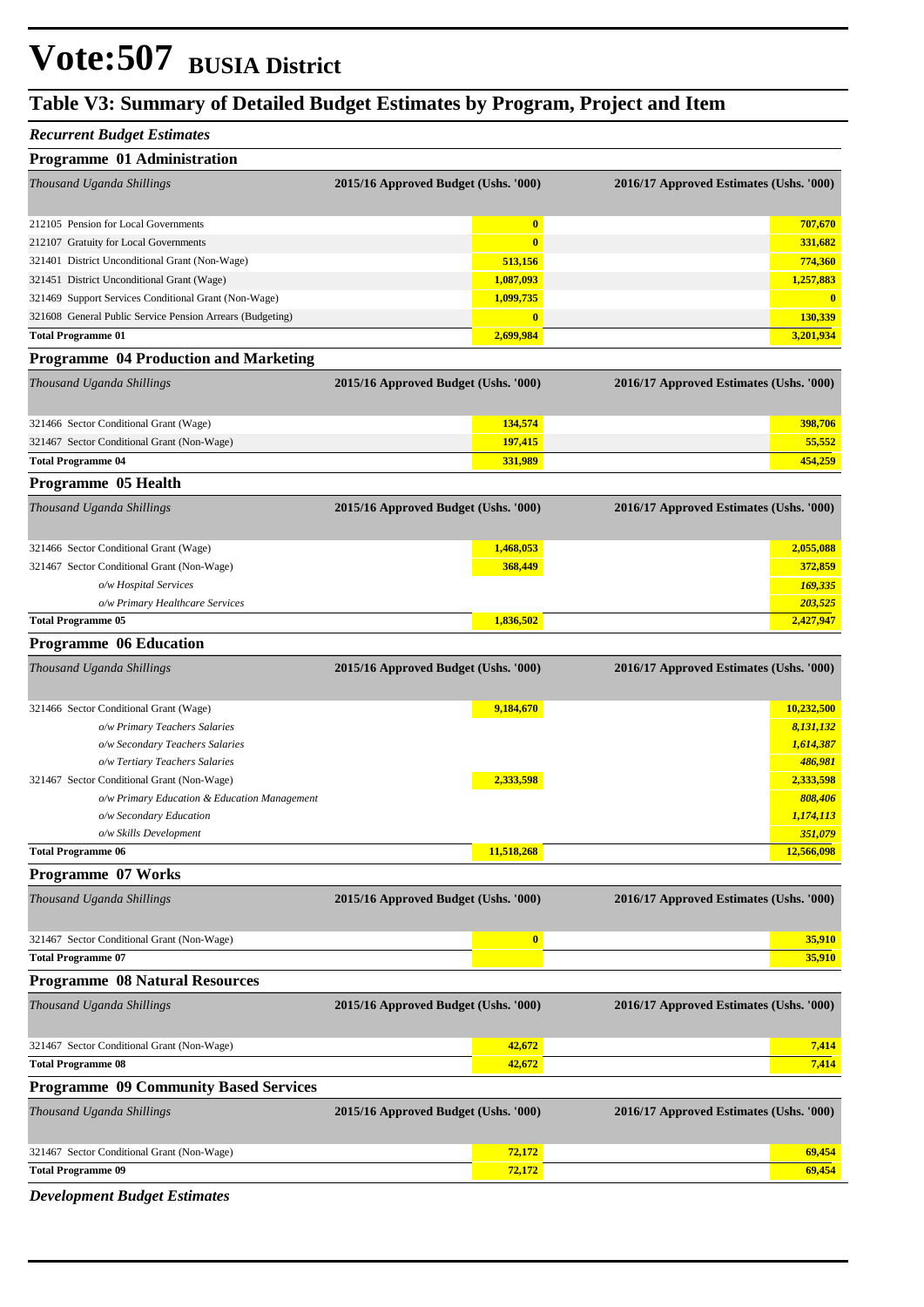# Vote:507 BUSIA District

## Table V3: Summary of Detailed Budget Estimates by Program, Project and Item

*Recurrent Budget Estimates*

### Programme 01 Administration

| *Thousand Uganda Shillings* | 2015/16 Approved Budget (Ushs. '000) | 2016/17 Approved Estimates (Ushs. '000) |
|---|---|---|
| 212105 Pension for Local Governments | 0 | 707,670 |
| 212107 Gratuity for Local Governments | 0 | 331,682 |
| 321401 District Unconditional Grant (Non-Wage) | 513,156 | 774,360 |
| 321451 District Unconditional Grant (Wage) | 1,087,093 | 1,257,883 |
| 321469 Support Services Conditional Grant (Non-Wage) | 1,099,735 | 0 |
| 321608 General Public Service Pension Arrears (Budgeting) | 0 | 130,339 |
| **Total Programme 01** | **2,699,984** | **3,201,934** |

### Programme 04 Production and Marketing

| *Thousand Uganda Shillings* | 2015/16 Approved Budget (Ushs. '000) | 2016/17 Approved Estimates (Ushs. '000) |
|---|---|---|
| 321466 Sector Conditional Grant (Wage) | 134,574 | 398,706 |
| 321467 Sector Conditional Grant (Non-Wage) | 197,415 | 55,552 |
| **Total Programme 04** | **331,989** | **454,259** |

### Programme 05 Health

| *Thousand Uganda Shillings* | 2015/16 Approved Budget (Ushs. '000) | 2016/17 Approved Estimates (Ushs. '000) |
|---|---|---|
| 321466 Sector Conditional Grant (Wage) | 1,468,053 | 2,055,088 |
| 321467 Sector Conditional Grant (Non-Wage) | 368,449 | 372,859 |
| *o/w Hospital Services* | | *169,335* |
| *o/w Primary Healthcare Services* | | *203,525* |
| **Total Programme 05** | **1,836,502** | **2,427,947** |

### Programme 06 Education

| *Thousand Uganda Shillings* | 2015/16 Approved Budget (Ushs. '000) | 2016/17 Approved Estimates (Ushs. '000) |
|---|---|---|
| 321466 Sector Conditional Grant (Wage) | 9,184,670 | 10,232,500 |
| *o/w Primary Teachers Salaries* | | *8,131,132* |
| *o/w Secondary Teachers Salaries* | | *1,614,387* |
| *o/w Tertiary Teachers Salaries* | | *486,981* |
| 321467 Sector Conditional Grant (Non-Wage) | 2,333,598 | 2,333,598 |
| *o/w Primary Education & Education Management* | | *808,406* |
| *o/w Secondary Education* | | *1,174,113* |
| *o/w Skills Development* | | *351,079* |
| **Total Programme 06** | **11,518,268** | **12,566,098** |

### Programme 07 Works

| *Thousand Uganda Shillings* | 2015/16 Approved Budget (Ushs. '000) | 2016/17 Approved Estimates (Ushs. '000) |
|---|---|---|
| 321467 Sector Conditional Grant (Non-Wage) | 0 | 35,910 |
| **Total Programme 07** | | **35,910** |

### Programme 08 Natural Resources

| *Thousand Uganda Shillings* | 2015/16 Approved Budget (Ushs. '000) | 2016/17 Approved Estimates (Ushs. '000) |
|---|---|---|
| 321467 Sector Conditional Grant (Non-Wage) | 42,672 | 7,414 |
| **Total Programme 08** | **42,672** | **7,414** |

### Programme 09 Community Based Services

| *Thousand Uganda Shillings* | 2015/16 Approved Budget (Ushs. '000) | 2016/17 Approved Estimates (Ushs. '000) |
|---|---|---|
| 321467 Sector Conditional Grant (Non-Wage) | 72,172 | 69,454 |
| **Total Programme 09** | **72,172** | **69,454** |

*Development Budget Estimates*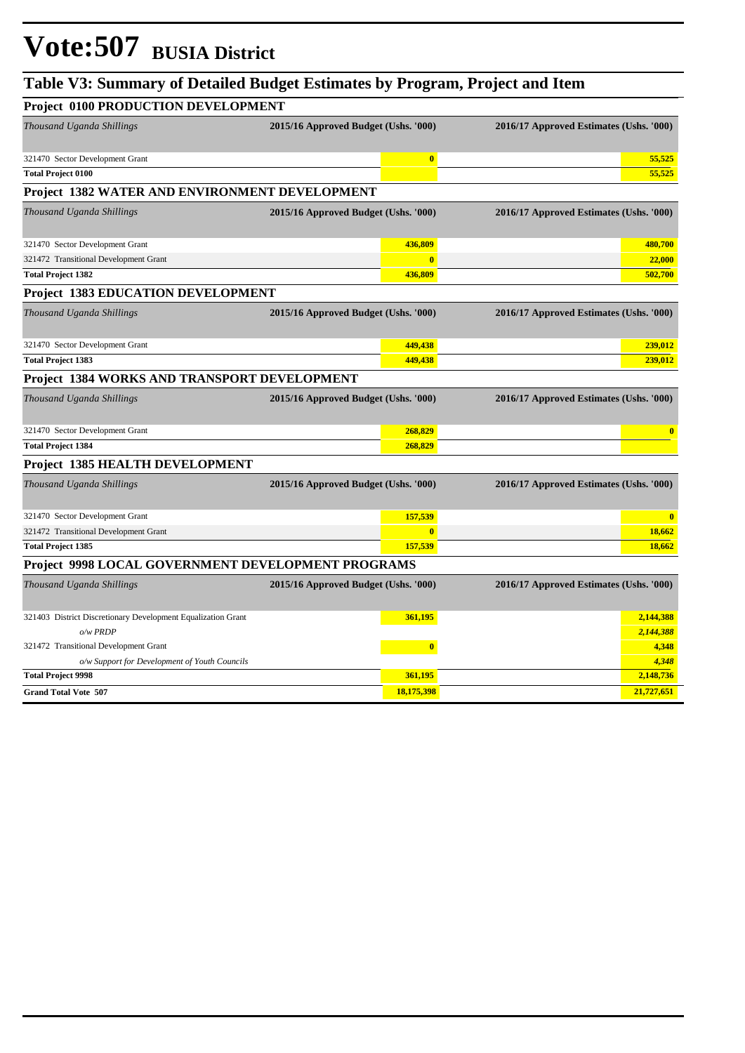# Vote:507 BUSIA District

## Table V3: Summary of Detailed Budget Estimates by Program, Project and Item

### Project 0100 PRODUCTION DEVELOPMENT

| *Thousand Uganda Shillings* | 2015/16 Approved Budget (Ushs. '000) | 2016/17 Approved Estimates (Ushs. '000) |
|---|---|---|
| 321470 Sector Development Grant | 0 | 55,525 |
| **Total Project 0100** | | 55,525 |

### Project 1382 WATER AND ENVIRONMENT DEVELOPMENT

| *Thousand Uganda Shillings* | 2015/16 Approved Budget (Ushs. '000) | 2016/17 Approved Estimates (Ushs. '000) |
|---|---|---|
| 321470 Sector Development Grant | 436,809 | 480,700 |
| 321472 Transitional Development Grant | 0 | 22,000 |
| **Total Project 1382** | 436,809 | 502,700 |

### Project 1383 EDUCATION DEVELOPMENT

| *Thousand Uganda Shillings* | 2015/16 Approved Budget (Ushs. '000) | 2016/17 Approved Estimates (Ushs. '000) |
|---|---|---|
| 321470 Sector Development Grant | 449,438 | 239,012 |
| **Total Project 1383** | 449,438 | 239,012 |

### Project 1384 WORKS AND TRANSPORT DEVELOPMENT

| *Thousand Uganda Shillings* | 2015/16 Approved Budget (Ushs. '000) | 2016/17 Approved Estimates (Ushs. '000) |
|---|---|---|
| 321470 Sector Development Grant | 268,829 | 0 |
| **Total Project 1384** | 268,829 | |

### Project 1385 HEALTH DEVELOPMENT

| *Thousand Uganda Shillings* | 2015/16 Approved Budget (Ushs. '000) | 2016/17 Approved Estimates (Ushs. '000) |
|---|---|---|
| 321470 Sector Development Grant | 157,539 | 0 |
| 321472 Transitional Development Grant | 0 | 18,662 |
| **Total Project 1385** | 157,539 | 18,662 |

### Project 9998 LOCAL GOVERNMENT DEVELOPMENT PROGRAMS

| *Thousand Uganda Shillings* | 2015/16 Approved Budget (Ushs. '000) | 2016/17 Approved Estimates (Ushs. '000) |
|---|---|---|
| 321403 District Discretionary Development Equalization Grant | 361,195 | 2,144,388 |
| *o/w PRDP* | | *2,144,388* |
| 321472 Transitional Development Grant | 0 | 4,348 |
| *o/w Support for Development of Youth Councils* | | *4,348* |
| **Total Project 9998** | 361,195 | 2,148,736 |
| **Grand Total Vote 507** | 18,175,398 | 21,727,651 |